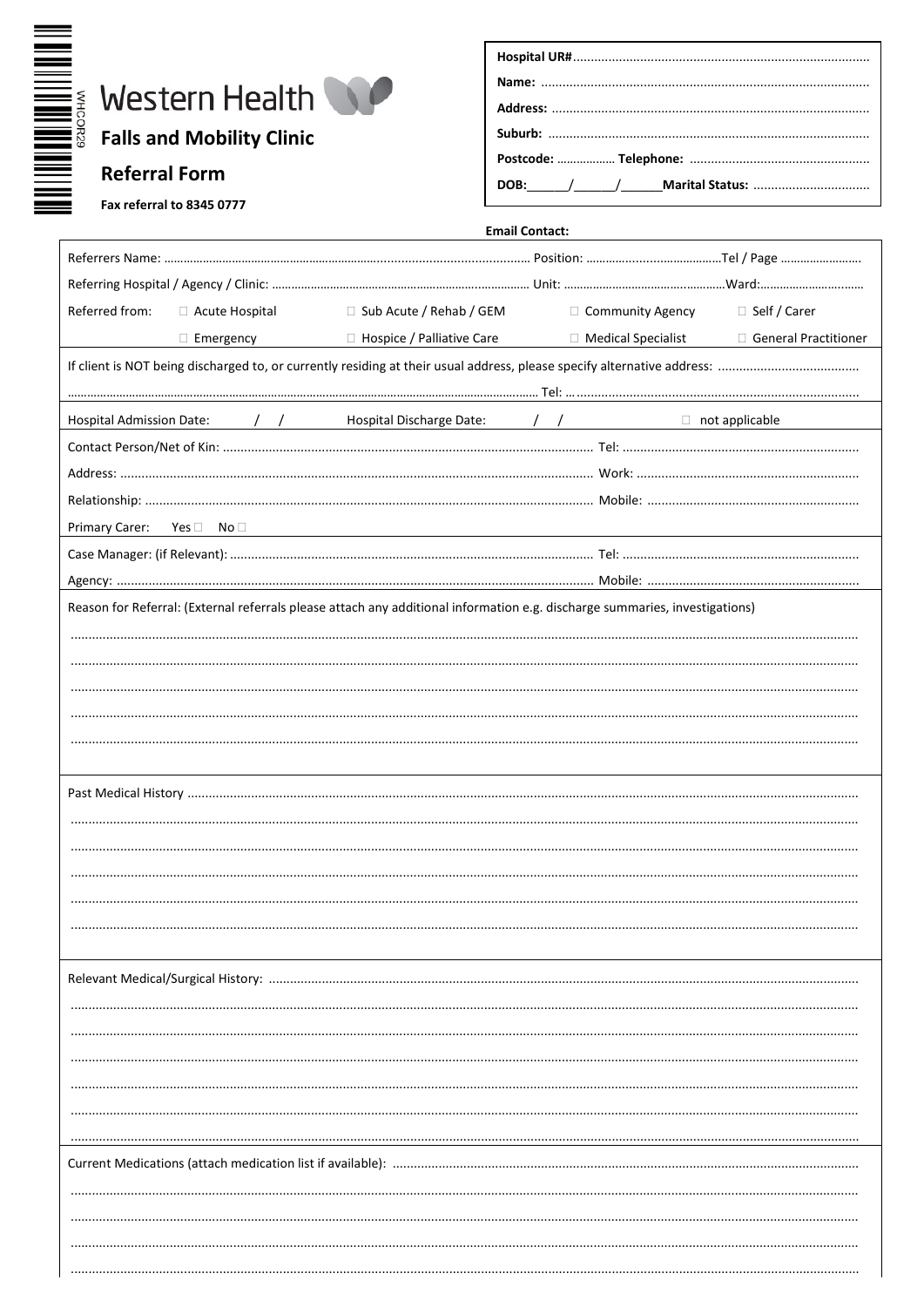WHCOR29

# Western Health

## Falls and Mobility Clinic

## Referral Form

**Fax referral to 8345 0777**

**Hospital UR#**...................................................................................

**Name:** ...........................................................................................

**Address:** .......................................................................................

**Suburb:** .........................................................................................

**Postcode:** .................. **Telephone:** ..................................................

**DOB:**______/______/______**Marital Status:** .................................

**Email Contact:**

Referrers Name: ............................................................................................................ Position: ..........................................Tel / Page .........................

Referring Hospital / Agency / Clinic: ................................................................................ Unit: ..................................................Ward:................................

Referred from:
- ☐ Acute Hospital
- ☐ Sub Acute / Rehab / GEM
- ☐ Community Agency
- ☐ Self / Carer
- ☐ Emergency
- ☐ Hospice / Palliative Care
- ☐ Medical Specialist
- ☐ General Practitioner

If client is NOT being discharged to, or currently residing at their usual address, please specify alternative address: ........................................

.............................................................................................................................................. Tel: ......................................................................................

Hospital Admission Date: / / Hospital Discharge Date: / / ☐ not applicable

Contact Person/Net of Kin: ......................................................................................................... Tel: ...................................................................

Address: ...................................................................................................................................... Work: ..............................................................

Relationship: ................................................................................................................................ Mobile: ............................................................

Primary Carer: Yes ☐ No ☐

Case Manager: (if Relevant): ....................................................................................................... Tel: ...................................................................

Agency: ........................................................................................................................................ Mobile: ............................................................

Reason for Referral: (External referrals please attach any additional information e.g. discharge summaries, investigations)

.......................................................................................................................................................................................................................................

.......................................................................................................................................................................................................................................

.......................................................................................................................................................................................................................................

.......................................................................................................................................................................................................................................

.......................................................................................................................................................................................................................................

Past Medical History ..................................................................................................................................................................................................

.......................................................................................................................................................................................................................................

.......................................................................................................................................................................................................................................

.......................................................................................................................................................................................................................................

.......................................................................................................................................................................................................................................

.......................................................................................................................................................................................................................................

Relevant Medical/Surgical History: ...........................................................................................................................................................................

.......................................................................................................................................................................................................................................

.......................................................................................................................................................................................................................................

.......................................................................................................................................................................................................................................

.......................................................................................................................................................................................................................................

.......................................................................................................................................................................................................................................

.......................................................................................................................................................................................................................................

Current Medications (attach medication list if available): ..........................................................................................................................................

.......................................................................................................................................................................................................................................

.......................................................................................................................................................................................................................................

.......................................................................................................................................................................................................................................

.......................................................................................................................................................................................................................................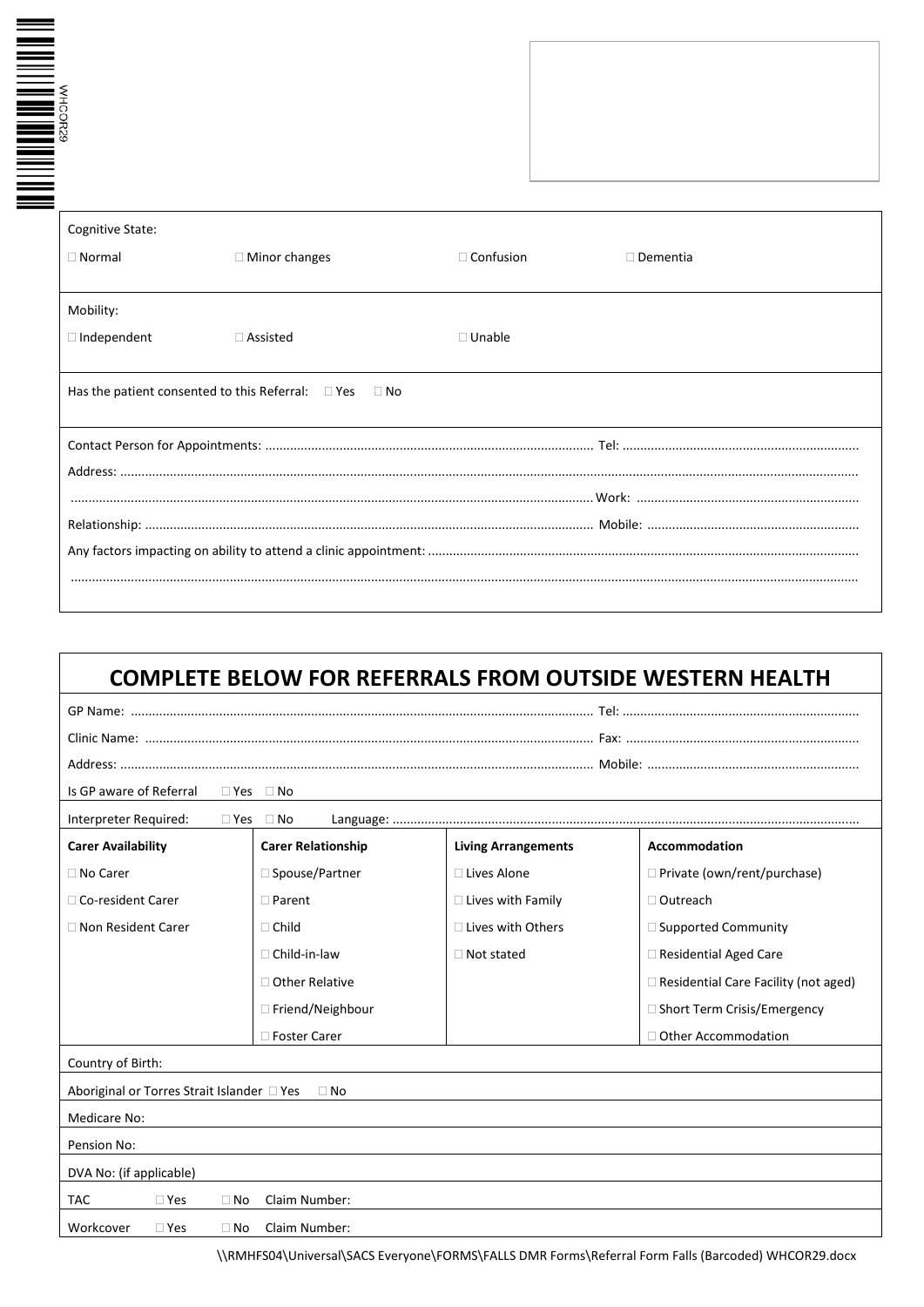WHCOR29

Cognitive State:

☐ Normal ☐ Minor changes ☐ Confusion ☐ Dementia

Mobility:

☐ Independent ☐ Assisted ☐ Unable

Has the patient consented to this Referral: ☐ Yes ☐ No

Contact Person for Appointments: ............................................................................................ Tel: ..................................................................

Address: ..........................................................................................................................................................................................................

.................................................................................................................................................... Work: ..............................................................

Relationship: ............................................................................................................................ Mobile: ............................................................

Any factors impacting on ability to attend a clinic appointment: .........................................................................................................................

..........................................................................................................................................................................................................................

## COMPLETE BELOW FOR REFERRALS FROM OUTSIDE WESTERN HEALTH

GP Name: ................................................................................................................................ Tel: ..................................................................

Clinic Name: ............................................................................................................................ Fax: ..................................................................

Address: .................................................................................................................................. Mobile: ............................................................

Is GP aware of Referral ☐ Yes ☐ No

Interpreter Required: ☐ Yes ☐ No Language: ...................................................................................................................................

| Carer Availability | Carer Relationship | Living Arrangements | Accommodation |
|---|---|---|---|
| ☐ No Carer | ☐ Spouse/Partner | ☐ Lives Alone | ☐ Private (own/rent/purchase) |
| ☐ Co-resident Carer | ☐ Parent | ☐ Lives with Family | ☐ Outreach |
| ☐ Non Resident Carer | ☐ Child | ☐ Lives with Others | ☐ Supported Community |
| | ☐ Child-in-law | ☐ Not stated | ☐ Residential Aged Care |
| | ☐ Other Relative | | ☐ Residential Care Facility (not aged) |
| | ☐ Friend/Neighbour | | ☐ Short Term Crisis/Emergency |
| | ☐ Foster Carer | | ☐ Other Accommodation |

Country of Birth:

Aboriginal or Torres Strait Islander ☐ Yes ☐ No

Medicare No:

Pension No:

DVA No: (if applicable)

TAC ☐ Yes ☐ No Claim Number:

Workcover ☐ Yes ☐ No Claim Number:

\\RMHFS04\Universal\SACS Everyone\FORMS\FALLS DMR Forms\Referral Form Falls (Barcoded) WHCOR29.docx